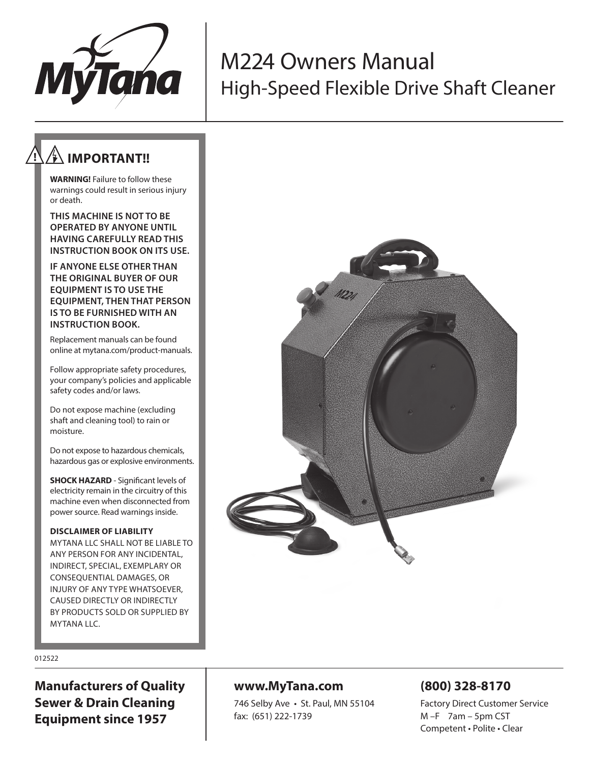# M224 Owners Manual
## High-Speed Flexible Drive Shaft Cleaner

### IMPORTANT!!

**WARNING!** Failure to follow these warnings could result in serious injury or death.

**THIS MACHINE IS NOT TO BE OPERATED BY ANYONE UNTIL HAVING CAREFULLY READ THIS INSTRUCTION BOOK ON ITS USE.**

**IF ANYONE ELSE OTHER THAN THE ORIGINAL BUYER OF OUR EQUIPMENT IS TO USE THE EQUIPMENT, THEN THAT PERSON IS TO BE FURNISHED WITH AN INSTRUCTION BOOK.**

Replacement manuals can be found online at mytana.com/product-manuals.

Follow appropriate safety procedures, your company's policies and applicable safety codes and/or laws.

Do not expose machine (excluding shaft and cleaning tool) to rain or moisture.

Do not expose to hazardous chemicals, hazardous gas or explosive environments.

**SHOCK HAZARD** - Significant levels of electricity remain in the circuitry of this machine even when disconnected from power source. Read warnings inside.

**DISCLAIMER OF LIABILITY**
MYTANA LLC SHALL NOT BE LIABLE TO ANY PERSON FOR ANY INCIDENTAL, INDIRECT, SPECIAL, EXEMPLARY OR CONSEQUENTIAL DAMAGES, OR INJURY OF ANY TYPE WHATSOEVER, CAUSED DIRECTLY OR INDIRECTLY BY PRODUCTS SOLD OR SUPPLIED BY MYTANA LLC.

012522

**Manufacturers of Quality Sewer & Drain Cleaning Equipment since 1957**

**www.MyTana.com**

746 Selby Ave • St. Paul, MN 55104
fax: (651) 222-1739

**(800) 328-8170**

Factory Direct Customer Service
M –F 7am – 5pm CST
Competent • Polite • Clear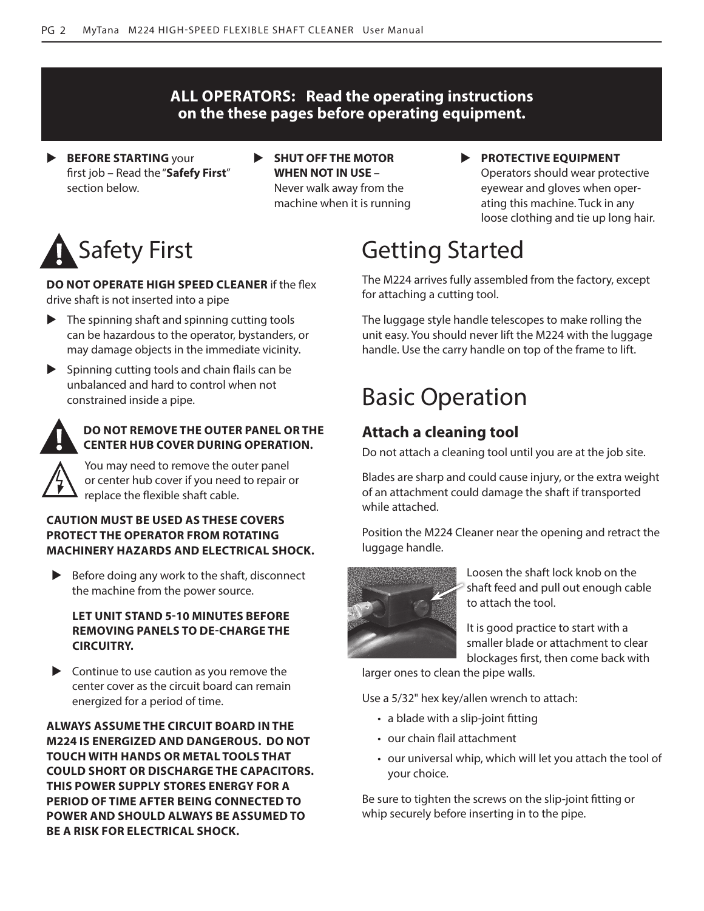**ALL OPERATORS: Read the operating instructions on the these pages before operating equipment.**

- **BEFORE STARTING** your first job – Read the "**Safefy First**" section below.
- **SHUT OFF THE MOTOR WHEN NOT IN USE** – Never walk away from the machine when it is running
- **PROTECTIVE EQUIPMENT** Operators should wear protective eyewear and gloves when operating this machine. Tuck in any loose clothing and tie up long hair.

# Safety First

**DO NOT OPERATE HIGH SPEED CLEANER** if the flex drive shaft is not inserted into a pipe

- The spinning shaft and spinning cutting tools can be hazardous to the operator, bystanders, or may damage objects in the immediate vicinity.
- Spinning cutting tools and chain flails can be unbalanced and hard to control when not constrained inside a pipe.

**DO NOT REMOVE THE OUTER PANEL OR THE CENTER HUB COVER DURING OPERATION.**

You may need to remove the outer panel or center hub cover if you need to repair or replace the flexible shaft cable.

**CAUTION MUST BE USED AS THESE COVERS PROTECT THE OPERATOR FROM ROTATING MACHINERY HAZARDS AND ELECTRICAL SHOCK.**

- Before doing any work to the shaft, disconnect the machine from the power source.

  **LET UNIT STAND 5-10 MINUTES BEFORE REMOVING PANELS TO DE-CHARGE THE CIRCUITRY.**

- Continue to use caution as you remove the center cover as the circuit board can remain energized for a period of time.

**ALWAYS ASSUME THE CIRCUIT BOARD IN THE M224 IS ENERGIZED AND DANGEROUS. DO NOT TOUCH WITH HANDS OR METAL TOOLS THAT COULD SHORT OR DISCHARGE THE CAPACITORS. THIS POWER SUPPLY STORES ENERGY FOR A PERIOD OF TIME AFTER BEING CONNECTED TO POWER AND SHOULD ALWAYS BE ASSUMED TO BE A RISK FOR ELECTRICAL SHOCK.**

# Getting Started

The M224 arrives fully assembled from the factory, except for attaching a cutting tool.

The luggage style handle telescopes to make rolling the unit easy. You should never lift the M224 with the luggage handle. Use the carry handle on top of the frame to lift.

# Basic Operation

## Attach a cleaning tool

Do not attach a cleaning tool until you are at the job site.

Blades are sharp and could cause injury, or the extra weight of an attachment could damage the shaft if transported while attached.

Position the M224 Cleaner near the opening and retract the luggage handle.

Loosen the shaft lock knob on the shaft feed and pull out enough cable to attach the tool.

It is good practice to start with a smaller blade or attachment to clear blockages first, then come back with larger ones to clean the pipe walls.

Use a 5/32" hex key/allen wrench to attach:

- a blade with a slip-joint fitting
- our chain flail attachment
- our universal whip, which will let you attach the tool of your choice.

Be sure to tighten the screws on the slip-joint fitting or whip securely before inserting in to the pipe.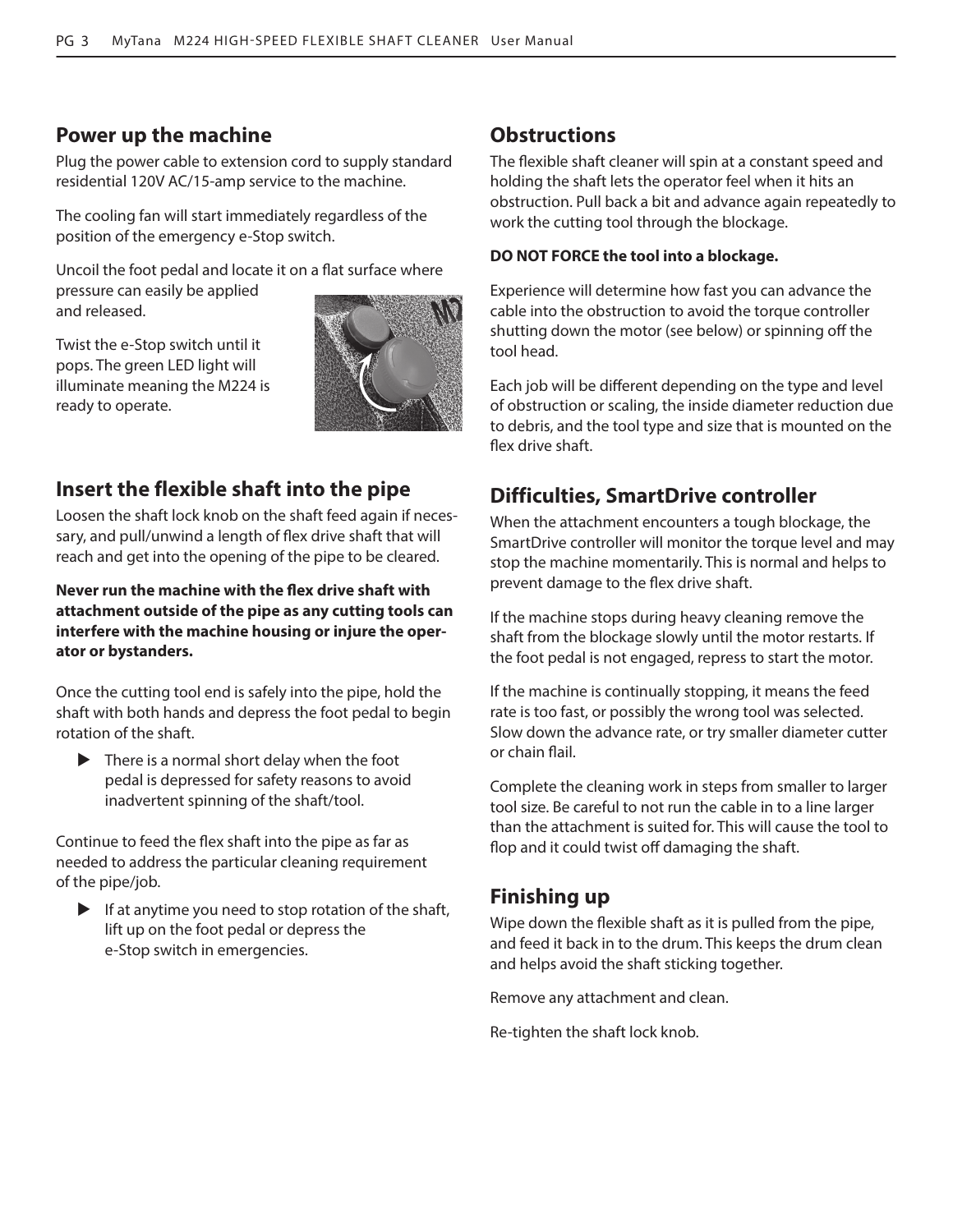## Power up the machine

Plug the power cable to extension cord to supply standard residential 120V AC/15-amp service to the machine.

The cooling fan will start immediately regardless of the position of the emergency e-Stop switch.

Uncoil the foot pedal and locate it on a flat surface where pressure can easily be applied and released.

Twist the e-Stop switch until it pops. The green LED light will illuminate meaning the M224 is ready to operate.

## Insert the flexible shaft into the pipe

Loosen the shaft lock knob on the shaft feed again if necessary, and pull/unwind a length of flex drive shaft that will reach and get into the opening of the pipe to be cleared.

**Never run the machine with the flex drive shaft with attachment outside of the pipe as any cutting tools can interfere with the machine housing or injure the operator or bystanders.**

Once the cutting tool end is safely into the pipe, hold the shaft with both hands and depress the foot pedal to begin rotation of the shaft.

- There is a normal short delay when the foot pedal is depressed for safety reasons to avoid inadvertent spinning of the shaft/tool.

Continue to feed the flex shaft into the pipe as far as needed to address the particular cleaning requirement of the pipe/job.

- If at anytime you need to stop rotation of the shaft, lift up on the foot pedal or depress the e-Stop switch in emergencies.

## Obstructions

The flexible shaft cleaner will spin at a constant speed and holding the shaft lets the operator feel when it hits an obstruction. Pull back a bit and advance again repeatedly to work the cutting tool through the blockage.

**DO NOT FORCE the tool into a blockage.**

Experience will determine how fast you can advance the cable into the obstruction to avoid the torque controller shutting down the motor (see below) or spinning off the tool head.

Each job will be different depending on the type and level of obstruction or scaling, the inside diameter reduction due to debris, and the tool type and size that is mounted on the flex drive shaft.

## Difficulties, SmartDrive controller

When the attachment encounters a tough blockage, the SmartDrive controller will monitor the torque level and may stop the machine momentarily. This is normal and helps to prevent damage to the flex drive shaft.

If the machine stops during heavy cleaning remove the shaft from the blockage slowly until the motor restarts. If the foot pedal is not engaged, repress to start the motor.

If the machine is continually stopping, it means the feed rate is too fast, or possibly the wrong tool was selected. Slow down the advance rate, or try smaller diameter cutter or chain flail.

Complete the cleaning work in steps from smaller to larger tool size. Be careful to not run the cable in to a line larger than the attachment is suited for. This will cause the tool to flop and it could twist off damaging the shaft.

## Finishing up

Wipe down the flexible shaft as it is pulled from the pipe, and feed it back in to the drum. This keeps the drum clean and helps avoid the shaft sticking together.

Remove any attachment and clean.

Re-tighten the shaft lock knob.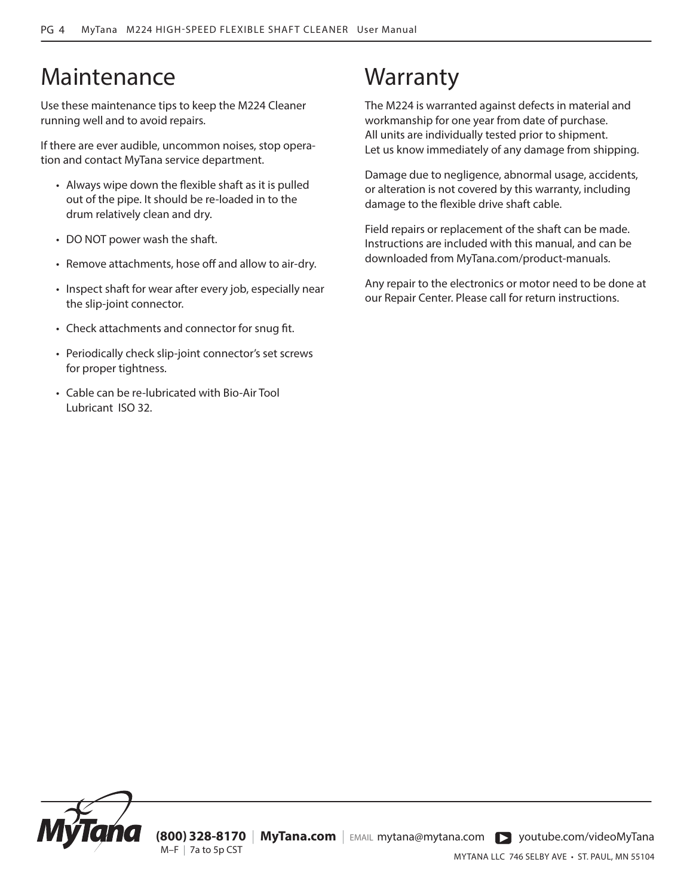# Maintenance

Use these maintenance tips to keep the M224 Cleaner running well and to avoid repairs.

If there are ever audible, uncommon noises, stop operation and contact MyTana service department.

- Always wipe down the flexible shaft as it is pulled out of the pipe. It should be re-loaded in to the drum relatively clean and dry.
- DO NOT power wash the shaft.
- Remove attachments, hose off and allow to air-dry.
- Inspect shaft for wear after every job, especially near the slip-joint connector.
- Check attachments and connector for snug fit.
- Periodically check slip-joint connector's set screws for proper tightness.
- Cable can be re-lubricated with Bio-Air Tool Lubricant ISO 32.

# Warranty

The M224 is warranted against defects in material and workmanship for one year from date of purchase. All units are individually tested prior to shipment. Let us know immediately of any damage from shipping.

Damage due to negligence, abnormal usage, accidents, or alteration is not covered by this warranty, including damage to the flexible drive shaft cable.

Field repairs or replacement of the shaft can be made. Instructions are included with this manual, and can be downloaded from MyTana.com/product-manuals.

Any repair to the electronics or motor need to be done at our Repair Center. Please call for return instructions.